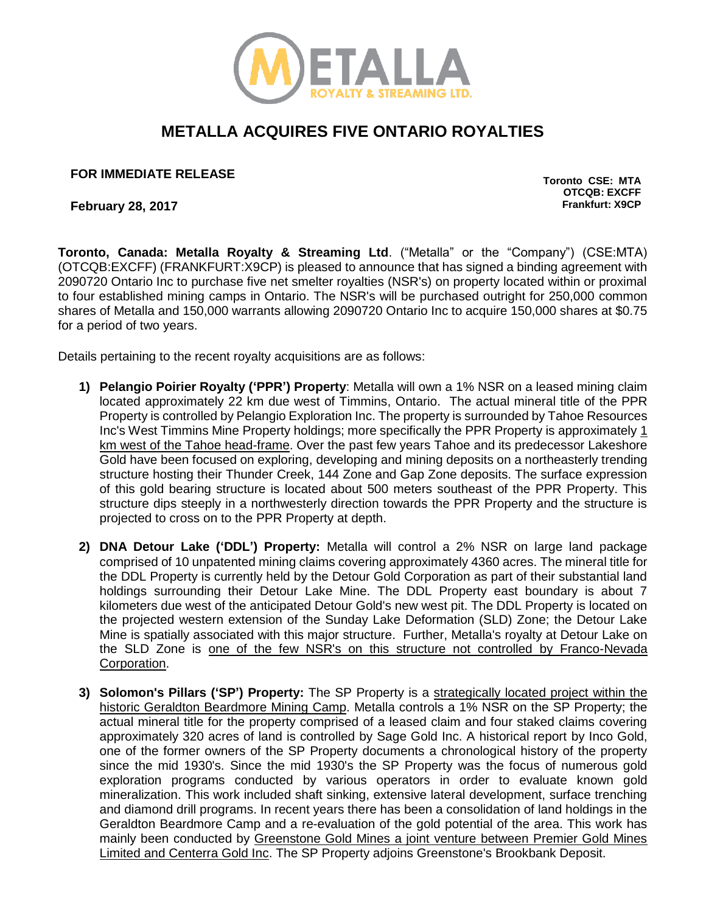# METALLA ACQUIRES FIVE ONTARIO ROYALTIES

**FOR IMMEDIATE RELEASE**

**February 28, 2017**

**Toronto CSE: MTA**
**OTCQB: EXCFF**
**Frankfurt: X9CP**

**Toronto, Canada: Metalla Royalty & Streaming Ltd**. ("Metalla" or the "Company") (CSE:MTA) (OTCQB:EXCFF) (FRANKFURT:X9CP) is pleased to announce that has signed a binding agreement with 2090720 Ontario Inc to purchase five net smelter royalties (NSR's) on property located within or proximal to four established mining camps in Ontario. The NSR's will be purchased outright for 250,000 common shares of Metalla and 150,000 warrants allowing 2090720 Ontario Inc to acquire 150,000 shares at $0.75 for a period of two years.

Details pertaining to the recent royalty acquisitions are as follows:

1) **Pelangio Poirier Royalty ('PPR') Property**: Metalla will own a 1% NSR on a leased mining claim located approximately 22 km due west of Timmins, Ontario. The actual mineral title of the PPR Property is controlled by Pelangio Exploration Inc. The property is surrounded by Tahoe Resources Inc's West Timmins Mine Property holdings; more specifically the PPR Property is approximately 1 km west of the Tahoe head-frame. Over the past few years Tahoe and its predecessor Lakeshore Gold have been focused on exploring, developing and mining deposits on a northeasterly trending structure hosting their Thunder Creek, 144 Zone and Gap Zone deposits. The surface expression of this gold bearing structure is located about 500 meters southeast of the PPR Property. This structure dips steeply in a northwesterly direction towards the PPR Property and the structure is projected to cross on to the PPR Property at depth.

2) **DNA Detour Lake ('DDL') Property:** Metalla will control a 2% NSR on large land package comprised of 10 unpatented mining claims covering approximately 4360 acres. The mineral title for the DDL Property is currently held by the Detour Gold Corporation as part of their substantial land holdings surrounding their Detour Lake Mine. The DDL Property east boundary is about 7 kilometers due west of the anticipated Detour Gold's new west pit. The DDL Property is located on the projected western extension of the Sunday Lake Deformation (SLD) Zone; the Detour Lake Mine is spatially associated with this major structure. Further, Metalla's royalty at Detour Lake on the SLD Zone is one of the few NSR's on this structure not controlled by Franco-Nevada Corporation.

3) **Solomon's Pillars ('SP') Property:** The SP Property is a strategically located project within the historic Geraldton Beardmore Mining Camp. Metalla controls a 1% NSR on the SP Property; the actual mineral title for the property comprised of a leased claim and four staked claims covering approximately 320 acres of land is controlled by Sage Gold Inc. A historical report by Inco Gold, one of the former owners of the SP Property documents a chronological history of the property since the mid 1930's. Since the mid 1930's the SP Property was the focus of numerous gold exploration programs conducted by various operators in order to evaluate known gold mineralization. This work included shaft sinking, extensive lateral development, surface trenching and diamond drill programs. In recent years there has been a consolidation of land holdings in the Geraldton Beardmore Camp and a re-evaluation of the gold potential of the area. This work has mainly been conducted by Greenstone Gold Mines a joint venture between Premier Gold Mines Limited and Centerra Gold Inc. The SP Property adjoins Greenstone's Brookbank Deposit.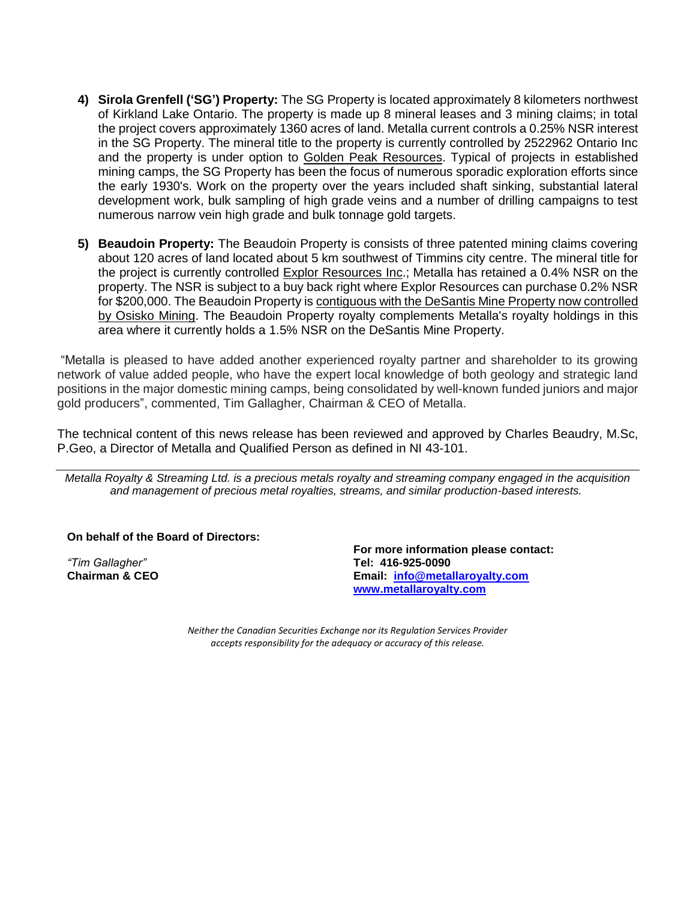4) **Sirola Grenfell ('SG') Property:** The SG Property is located approximately 8 kilometers northwest of Kirkland Lake Ontario. The property is made up 8 mineral leases and 3 mining claims; in total the project covers approximately 1360 acres of land. Metalla current controls a 0.25% NSR interest in the SG Property. The mineral title to the property is currently controlled by 2522962 Ontario Inc and the property is under option to Golden Peak Resources. Typical of projects in established mining camps, the SG Property has been the focus of numerous sporadic exploration efforts since the early 1930's. Work on the property over the years included shaft sinking, substantial lateral development work, bulk sampling of high grade veins and a number of drilling campaigns to test numerous narrow vein high grade and bulk tonnage gold targets.

5) **Beaudoin Property:** The Beaudoin Property is consists of three patented mining claims covering about 120 acres of land located about 5 km southwest of Timmins city centre. The mineral title for the project is currently controlled Explor Resources Inc.; Metalla has retained a 0.4% NSR on the property. The NSR is subject to a buy back right where Explor Resources can purchase 0.2% NSR for $200,000. The Beaudoin Property is contiguous with the DeSantis Mine Property now controlled by Osisko Mining. The Beaudoin Property royalty complements Metalla's royalty holdings in this area where it currently holds a 1.5% NSR on the DeSantis Mine Property.

"Metalla is pleased to have added another experienced royalty partner and shareholder to its growing network of value added people, who have the expert local knowledge of both geology and strategic land positions in the major domestic mining camps, being consolidated by well-known funded juniors and major gold producers", commented, Tim Gallagher, Chairman & CEO of Metalla.

The technical content of this news release has been reviewed and approved by Charles Beaudry, M.Sc, P.Geo, a Director of Metalla and Qualified Person as defined in NI 43-101.

---

*Metalla Royalty & Streaming Ltd. is a precious metals royalty and streaming company engaged in the acquisition and management of precious metal royalties, streams, and similar production-based interests.*

**On behalf of the Board of Directors:**

*"Tim Gallagher"*
**Chairman & CEO**

**For more information please contact:**
**Tel: 416-925-0090**
**Email: info@metallaroyalty.com**
**www.metallaroyalty.com**

*Neither the Canadian Securities Exchange nor its Regulation Services Provider accepts responsibility for the adequacy or accuracy of this release.*